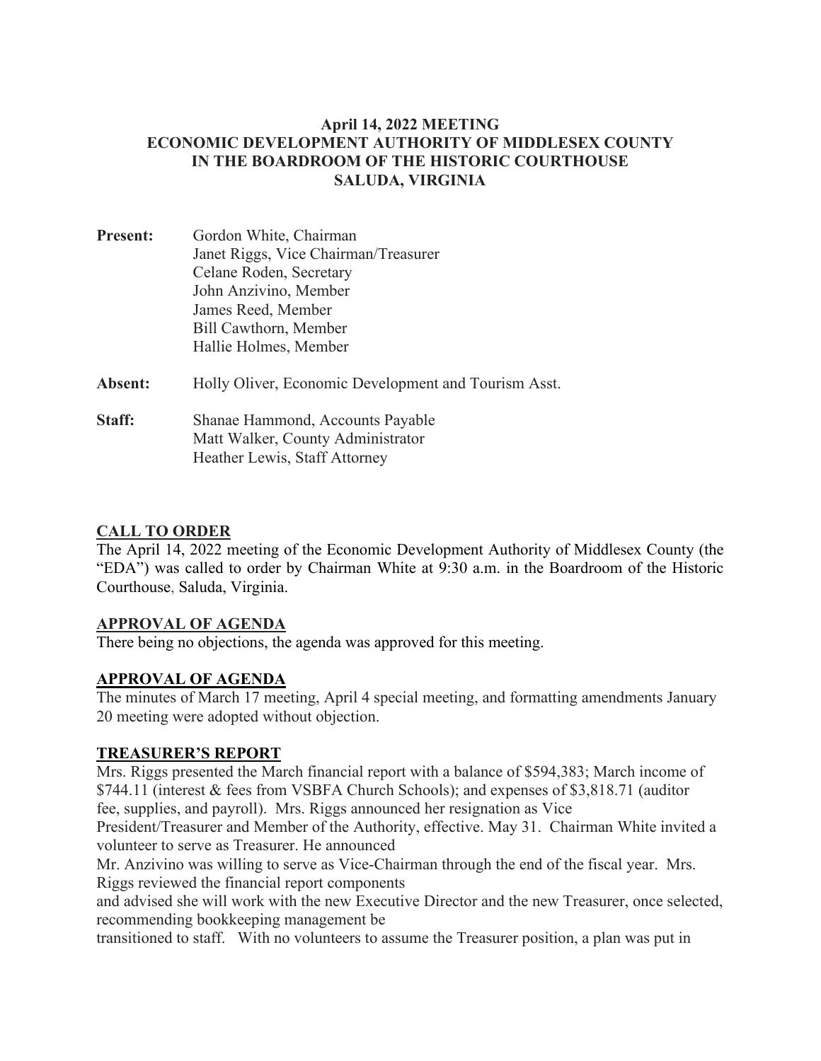**April 14, 2022 MEETING**
**ECONOMIC DEVELOPMENT AUTHORITY OF MIDDLESEX COUNTY**
**IN THE BOARDROOM OF THE HISTORIC COURTHOUSE**
**SALUDA, VIRGINIA**

**Present:** Gordon White, Chairman
Janet Riggs, Vice Chairman/Treasurer
Celane Roden, Secretary
John Anzivino, Member
James Reed, Member
Bill Cawthorn, Member
Hallie Holmes, Member

**Absent:** Holly Oliver, Economic Development and Tourism Asst.

**Staff:** Shanae Hammond, Accounts Payable
Matt Walker, County Administrator
Heather Lewis, Staff Attorney

## CALL TO ORDER

The April 14, 2022 meeting of the Economic Development Authority of Middlesex County (the "EDA") was called to order by Chairman White at 9:30 a.m. in the Boardroom of the Historic Courthouse, Saluda, Virginia.

## APPROVAL OF AGENDA

There being no objections, the agenda was approved for this meeting.

## APPROVAL OF AGENDA

The minutes of March 17 meeting, April 4 special meeting, and formatting amendments January 20 meeting were adopted without objection.

## TREASURER'S REPORT

Mrs. Riggs presented the March financial report with a balance of $594,383; March income of $744.11 (interest & fees from VSBFA Church Schools); and expenses of $3,818.71 (auditor fee, supplies, and payroll). Mrs. Riggs announced her resignation as Vice President/Treasurer and Member of the Authority, effective. May 31. Chairman White invited a volunteer to serve as Treasurer. He announced Mr. Anzivino was willing to serve as Vice-Chairman through the end of the fiscal year. Mrs. Riggs reviewed the financial report components and advised she will work with the new Executive Director and the new Treasurer, once selected, recommending bookkeeping management be transitioned to staff. With no volunteers to assume the Treasurer position, a plan was put in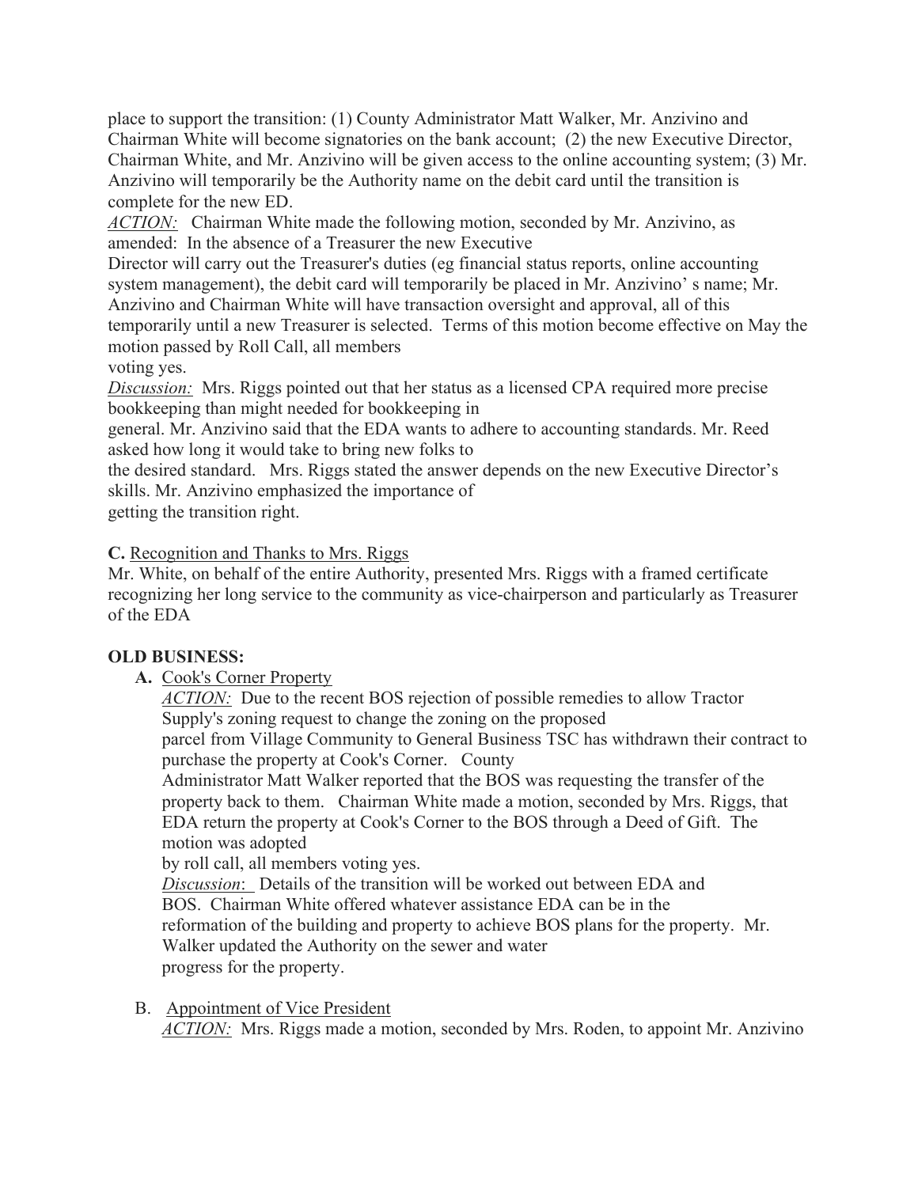place to support the transition: (1) County Administrator Matt Walker, Mr. Anzivino and Chairman White will become signatories on the bank account; (2) the new Executive Director, Chairman White, and Mr. Anzivino will be given access to the online accounting system; (3) Mr. Anzivino will temporarily be the Authority name on the debit card until the transition is complete for the new ED.

*ACTION:* Chairman White made the following motion, seconded by Mr. Anzivino, as amended: In the absence of a Treasurer the new Executive Director will carry out the Treasurer's duties (eg financial status reports, online accounting system management), the debit card will temporarily be placed in Mr. Anzivino' s name; Mr. Anzivino and Chairman White will have transaction oversight and approval, all of this temporarily until a new Treasurer is selected. Terms of this motion become effective on May the motion passed by Roll Call, all members voting yes.

*Discussion:* Mrs. Riggs pointed out that her status as a licensed CPA required more precise bookkeeping than might needed for bookkeeping in general. Mr. Anzivino said that the EDA wants to adhere to accounting standards. Mr. Reed asked how long it would take to bring new folks to the desired standard. Mrs. Riggs stated the answer depends on the new Executive Director's skills. Mr. Anzivino emphasized the importance of getting the transition right.

**C.** Recognition and Thanks to Mrs. Riggs

Mr. White, on behalf of the entire Authority, presented Mrs. Riggs with a framed certificate recognizing her long service to the community as vice-chairperson and particularly as Treasurer of the EDA

**OLD BUSINESS:**

**A.** Cook's Corner Property

*ACTION:* Due to the recent BOS rejection of possible remedies to allow Tractor Supply's zoning request to change the zoning on the proposed parcel from Village Community to General Business TSC has withdrawn their contract to purchase the property at Cook's Corner. County Administrator Matt Walker reported that the BOS was requesting the transfer of the property back to them. Chairman White made a motion, seconded by Mrs. Riggs, that EDA return the property at Cook's Corner to the BOS through a Deed of Gift. The motion was adopted by roll call, all members voting yes.

*Discussion*: Details of the transition will be worked out between EDA and BOS. Chairman White offered whatever assistance EDA can be in the reformation of the building and property to achieve BOS plans for the property. Mr. Walker updated the Authority on the sewer and water progress for the property.

B. Appointment of Vice President

*ACTION:* Mrs. Riggs made a motion, seconded by Mrs. Roden, to appoint Mr. Anzivino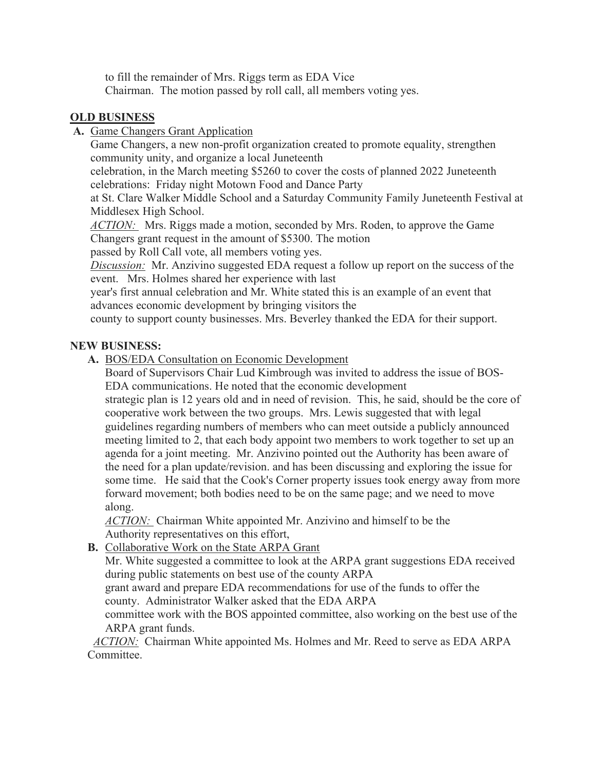to fill the remainder of Mrs. Riggs term as EDA Vice Chairman. The motion passed by roll call, all members voting yes.

**OLD BUSINESS**

**A.** Game Changers Grant Application

Game Changers, a new non-profit organization created to promote equality, strengthen community unity, and organize a local Juneteenth celebration, in the March meeting $5260 to cover the costs of planned 2022 Juneteenth celebrations: Friday night Motown Food and Dance Party at St. Clare Walker Middle School and a Saturday Community Family Juneteenth Festival at Middlesex High School.

*ACTION:* Mrs. Riggs made a motion, seconded by Mrs. Roden, to approve the Game Changers grant request in the amount of $5300. The motion passed by Roll Call vote, all members voting yes.

*Discussion:* Mr. Anzivino suggested EDA request a follow up report on the success of the event. Mrs. Holmes shared her experience with last year's first annual celebration and Mr. White stated this is an example of an event that advances economic development by bringing visitors the county to support county businesses. Mrs. Beverley thanked the EDA for their support.

**NEW BUSINESS:**

**A.** BOS/EDA Consultation on Economic Development

Board of Supervisors Chair Lud Kimbrough was invited to address the issue of BOS-EDA communications. He noted that the economic development strategic plan is 12 years old and in need of revision. This, he said, should be the core of cooperative work between the two groups. Mrs. Lewis suggested that with legal guidelines regarding numbers of members who can meet outside a publicly announced meeting limited to 2, that each body appoint two members to work together to set up an agenda for a joint meeting. Mr. Anzivino pointed out the Authority has been aware of the need for a plan update/revision. and has been discussing and exploring the issue for some time. He said that the Cook's Corner property issues took energy away from more forward movement; both bodies need to be on the same page; and we need to move along.

*ACTION:* Chairman White appointed Mr. Anzivino and himself to be the Authority representatives on this effort,

**B.** Collaborative Work on the State ARPA Grant

Mr. White suggested a committee to look at the ARPA grant suggestions EDA received during public statements on best use of the county ARPA grant award and prepare EDA recommendations for use of the funds to offer the county. Administrator Walker asked that the EDA ARPA committee work with the BOS appointed committee, also working on the best use of the ARPA grant funds.

*ACTION:* Chairman White appointed Ms. Holmes and Mr. Reed to serve as EDA ARPA Committee.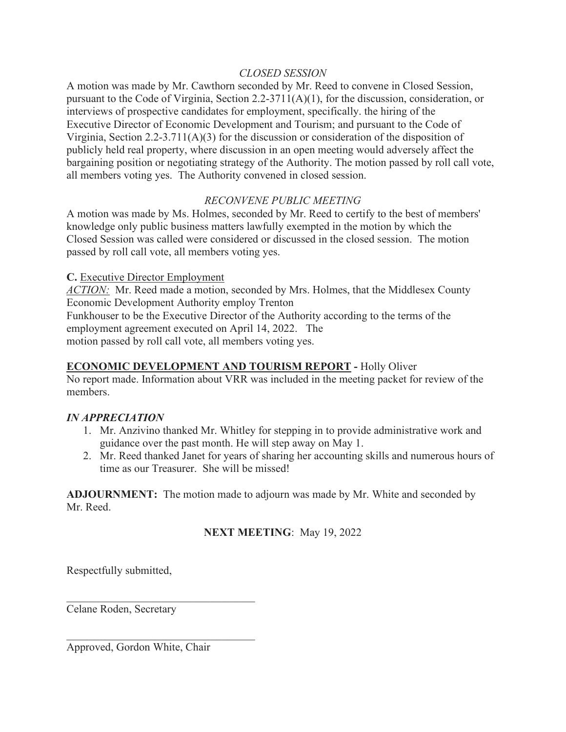*CLOSED SESSION*

A motion was made by Mr. Cawthorn seconded by Mr. Reed to convene in Closed Session, pursuant to the Code of Virginia, Section 2.2-3711(A)(1), for the discussion, consideration, or interviews of prospective candidates for employment, specifically. the hiring of the Executive Director of Economic Development and Tourism; and pursuant to the Code of Virginia, Section 2.2-3.711(A)(3) for the discussion or consideration of the disposition of publicly held real property, where discussion in an open meeting would adversely affect the bargaining position or negotiating strategy of the Authority. The motion passed by roll call vote, all members voting yes. The Authority convened in closed session.

*RECONVENE PUBLIC MEETING*

A motion was made by Ms. Holmes, seconded by Mr. Reed to certify to the best of members' knowledge only public business matters lawfully exempted in the motion by which the Closed Session was called were considered or discussed in the closed session. The motion passed by roll call vote, all members voting yes.

**C.** Executive Director Employment

*ACTION:* Mr. Reed made a motion, seconded by Mrs. Holmes, that the Middlesex County Economic Development Authority employ Trenton Funkhouser to be the Executive Director of the Authority according to the terms of the employment agreement executed on April 14, 2022. The motion passed by roll call vote, all members voting yes.

**ECONOMIC DEVELOPMENT AND TOURISM REPORT -** Holly Oliver

No report made. Information about VRR was included in the meeting packet for review of the members.

***IN APPRECIATION***

1. Mr. Anzivino thanked Mr. Whitley for stepping in to provide administrative work and guidance over the past month. He will step away on May 1.
2. Mr. Reed thanked Janet for years of sharing her accounting skills and numerous hours of time as our Treasurer. She will be missed!

**ADJOURNMENT:** The motion made to adjourn was made by Mr. White and seconded by Mr. Reed.

**NEXT MEETING**: May 19, 2022

Respectfully submitted,

\_\_\_\_\_\_\_\_\_\_\_\_\_\_\_\_\_\_\_\_\_\_\_\_\_\_\_\_\_\_\_\_\_\_\_\_

Celane Roden, Secretary

\_\_\_\_\_\_\_\_\_\_\_\_\_\_\_\_\_\_\_\_\_\_\_\_\_\_\_\_\_\_\_\_\_\_\_\_

Approved, Gordon White, Chair